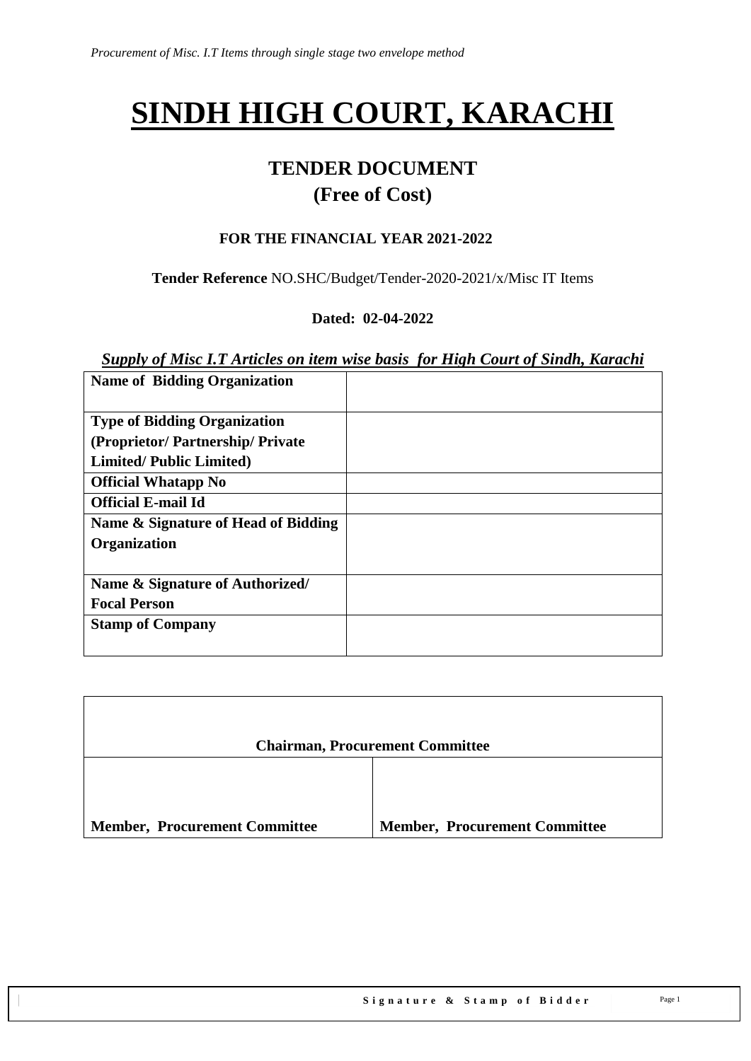# SINDH HIGH COURT, KARACHI

## TENDER DOCUMENT
## (Free of Cost)

### FOR THE FINANCIAL YEAR 2021-2022

**Tender Reference** NO.SHC/Budget/Tender-2020-2021/x/Misc IT Items

**Dated: 02-04-2022**

***Supply of Misc I.T Articles on item wise basis for High Court of Sindh, Karachi***

| | |
|---|---|
| **Name of Bidding Organization** | |
| **Type of Bidding Organization (Proprietor/ Partnership/ Private Limited/ Public Limited)** | |
| **Official Whatapp No** | |
| **Official E-mail Id** | |
| **Name & Signature of Head of Bidding Organization** | |
| **Name & Signature of Authorized/ Focal Person** | |
| **Stamp of Company** | |

| **Chairman, Procurement Committee** | |
|---|---|
| **Member, Procurement Committee** | **Member, Procurement Committee** |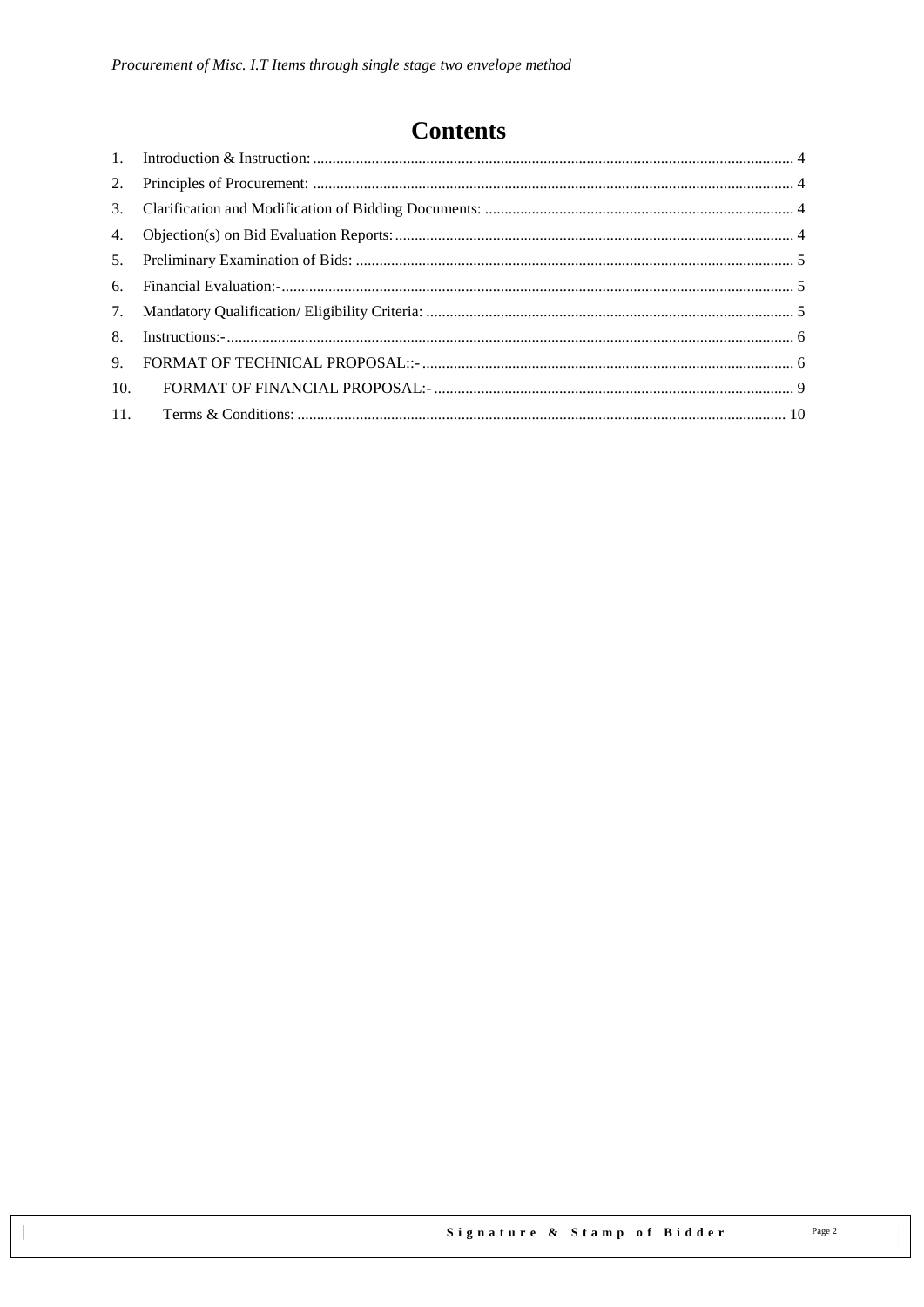# Contents

1. Introduction & Instruction: 4
2. Principles of Procurement: 4
3. Clarification and Modification of Bidding Documents: 4
4. Objection(s) on Bid Evaluation Reports: 4
5. Preliminary Examination of Bids: 5
6. Financial Evaluation:- 5
7. Mandatory Qualification/ Eligibility Criteria: 5
8. Instructions:- 6
9. FORMAT OF TECHNICAL PROPOSAL::- 6
10. FORMAT OF FINANCIAL PROPOSAL:- 9
11. Terms & Conditions: 10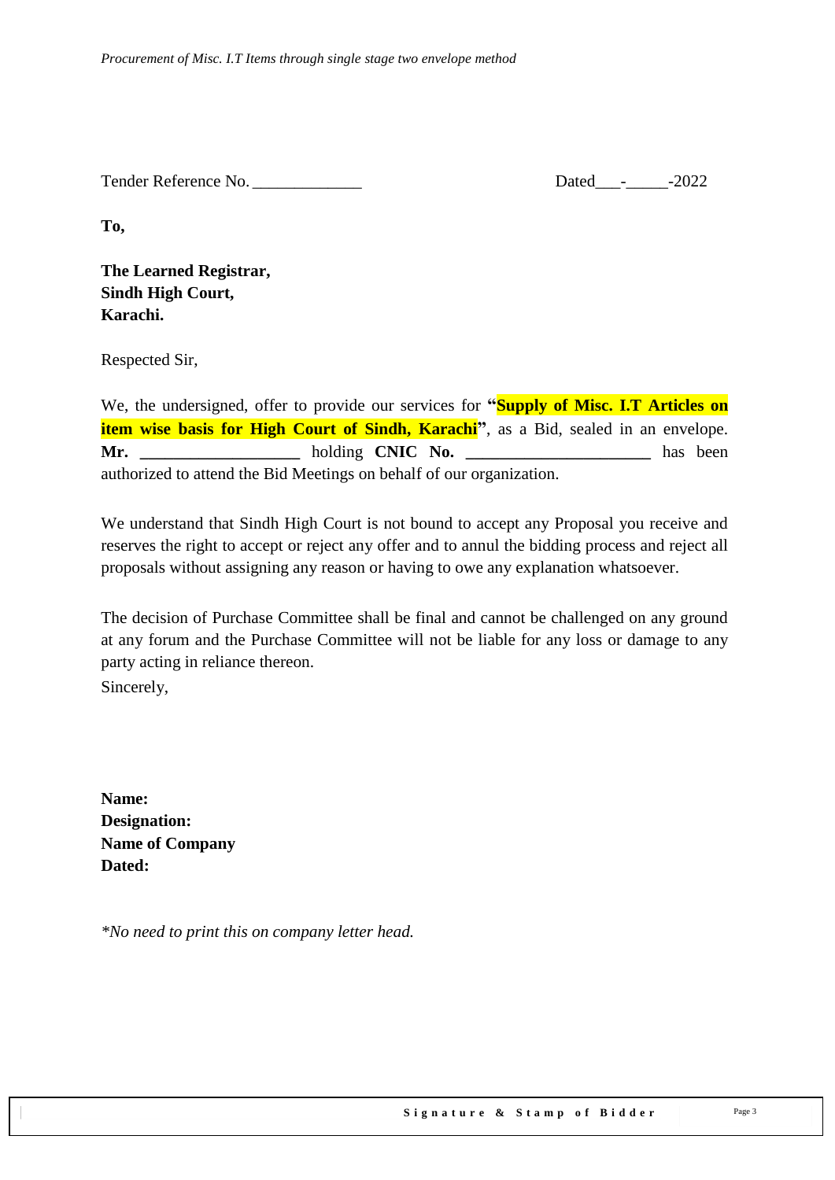Tender Reference No. _____________ Dated___-_____-2022

**To,**

**The Learned Registrar,**
**Sindh High Court,**
**Karachi.**

Respected Sir,

We, the undersigned, offer to provide our services for **"Supply of Misc. I.T Articles on item wise basis for High Court of Sindh, Karachi"**, as a Bid, sealed in an envelope. **Mr. ___________________** holding **CNIC No. ______________________** has been authorized to attend the Bid Meetings on behalf of our organization.

We understand that Sindh High Court is not bound to accept any Proposal you receive and reserves the right to accept or reject any offer and to annul the bidding process and reject all proposals without assigning any reason or having to owe any explanation whatsoever.

The decision of Purchase Committee shall be final and cannot be challenged on any ground at any forum and the Purchase Committee will not be liable for any loss or damage to any party acting in reliance thereon.

Sincerely,

**Name:**
**Designation:**
**Name of Company**
**Dated:**

*\*No need to print this on company letter head.*

**Signature & Stamp of Bidder**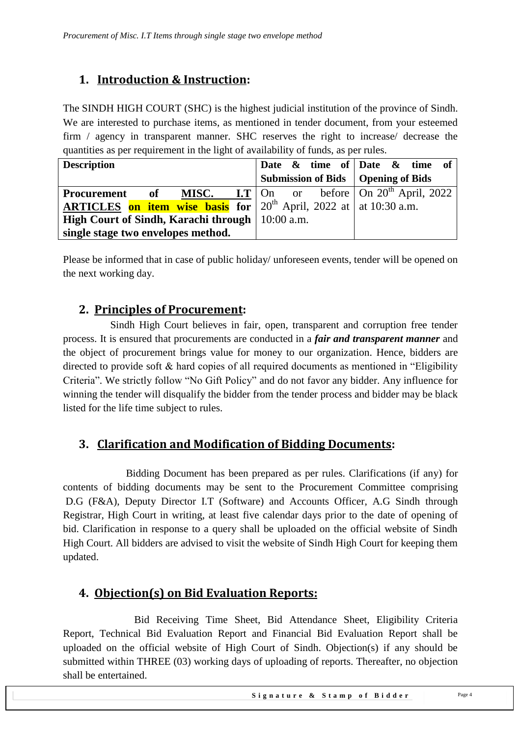## 1. Introduction & Instruction:

The SINDH HIGH COURT (SHC) is the highest judicial institution of the province of Sindh. We are interested to purchase items, as mentioned in tender document, from your esteemed firm / agency in transparent manner. SHC reserves the right to increase/ decrease the quantities as per requirement in the light of availability of funds, as per rules.

| Description | Date & time of Submission of Bids | Date & time of Opening of Bids |
|---|---|---|
| **Procurement of MISC. I.T ARTICLES on item wise basis for High Court of Sindh, Karachi through single stage two envelopes method.** | On or before 20th April, 2022 at 10:00 a.m. | On 20th April, 2022 at 10:30 a.m. |

Please be informed that in case of public holiday/ unforeseen events, tender will be opened on the next working day.

## 2. Principles of Procurement:

Sindh High Court believes in fair, open, transparent and corruption free tender process. It is ensured that procurements are conducted in a ***fair and transparent manner*** and the object of procurement brings value for money to our organization. Hence, bidders are directed to provide soft & hard copies of all required documents as mentioned in "Eligibility Criteria". We strictly follow "No Gift Policy" and do not favor any bidder. Any influence for winning the tender will disqualify the bidder from the tender process and bidder may be black listed for the life time subject to rules.

## 3. Clarification and Modification of Bidding Documents:

Bidding Document has been prepared as per rules. Clarifications (if any) for contents of bidding documents may be sent to the Procurement Committee comprising D.G (F&A), Deputy Director I.T (Software) and Accounts Officer, A.G Sindh through Registrar, High Court in writing, at least five calendar days prior to the date of opening of bid. Clarification in response to a query shall be uploaded on the official website of Sindh High Court. All bidders are advised to visit the website of Sindh High Court for keeping them updated.

## 4. Objection(s) on Bid Evaluation Reports:

Bid Receiving Time Sheet, Bid Attendance Sheet, Eligibility Criteria Report, Technical Bid Evaluation Report and Financial Bid Evaluation Report shall be uploaded on the official website of High Court of Sindh. Objection(s) if any should be submitted within THREE (03) working days of uploading of reports. Thereafter, no objection shall be entertained.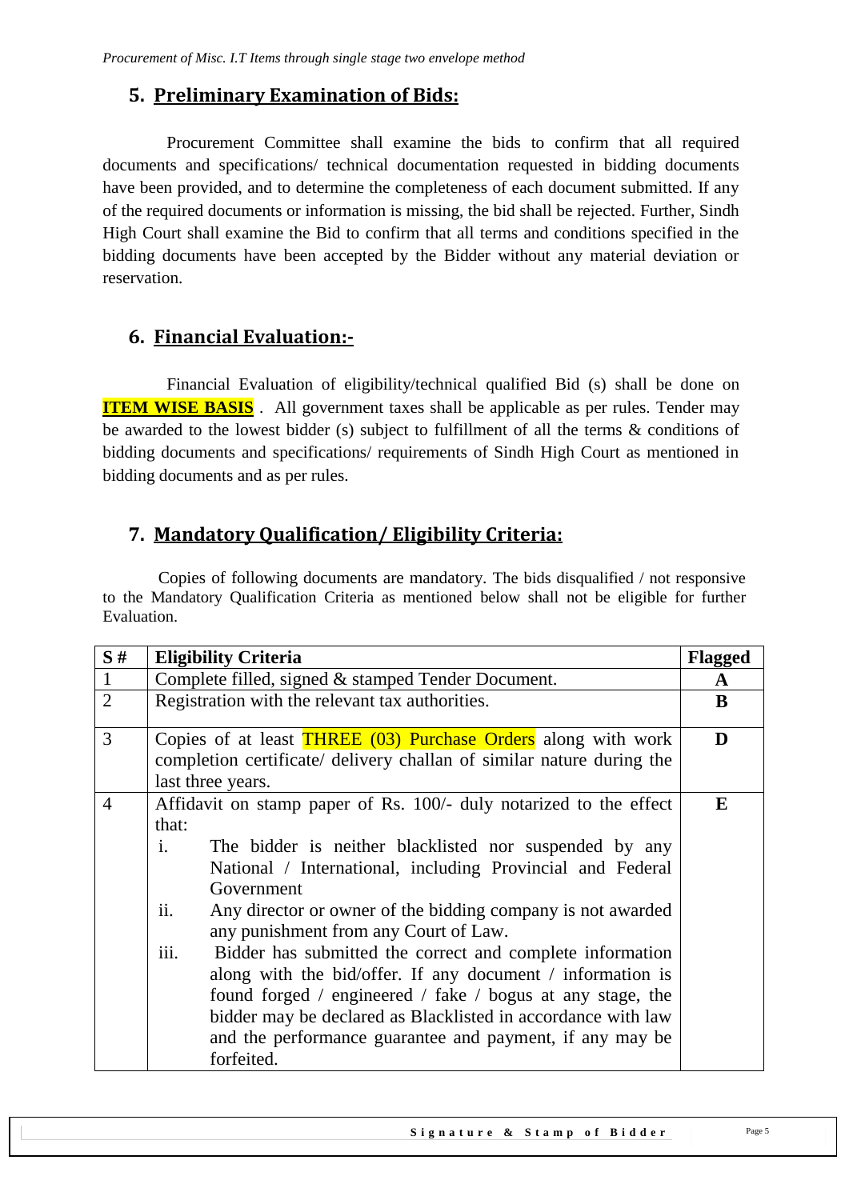## 5. **Preliminary Examination of Bids:**

Procurement Committee shall examine the bids to confirm that all required documents and specifications/ technical documentation requested in bidding documents have been provided, and to determine the completeness of each document submitted. If any of the required documents or information is missing, the bid shall be rejected. Further, Sindh High Court shall examine the Bid to confirm that all terms and conditions specified in the bidding documents have been accepted by the Bidder without any material deviation or reservation.

## 6. **Financial Evaluation:-**

Financial Evaluation of eligibility/technical qualified Bid (s) shall be done on **ITEM WISE BASIS** . All government taxes shall be applicable as per rules. Tender may be awarded to the lowest bidder (s) subject to fulfillment of all the terms & conditions of bidding documents and specifications/ requirements of Sindh High Court as mentioned in bidding documents and as per rules.

## 7. **Mandatory Qualification / Eligibility Criteria:**

Copies of following documents are mandatory. The bids disqualified / not responsive to the Mandatory Qualification Criteria as mentioned below shall not be eligible for further Evaluation.

| S # | Eligibility Criteria | Flagged |
|---|---|---|
| 1 | Complete filled, signed & stamped Tender Document. | **A** |
| 2 | Registration with the relevant tax authorities. | **B** |
| 3 | Copies of at least THREE (03) Purchase Orders along with work completion certificate/ delivery challan of similar nature during the last three years. | **D** |
| 4 | Affidavit on stamp paper of Rs. 100/- duly notarized to the effect that:<br>i. The bidder is neither blacklisted nor suspended by any National / International, including Provincial and Federal Government<br>ii. Any director or owner of the bidding company is not awarded any punishment from any Court of Law.<br>iii. Bidder has submitted the correct and complete information along with the bid/offer. If any document / information is found forged / engineered / fake / bogus at any stage, the bidder may be declared as Blacklisted in accordance with law and the performance guarantee and payment, if any may be forfeited. | **E** |

**Signature & Stamp of Bidder**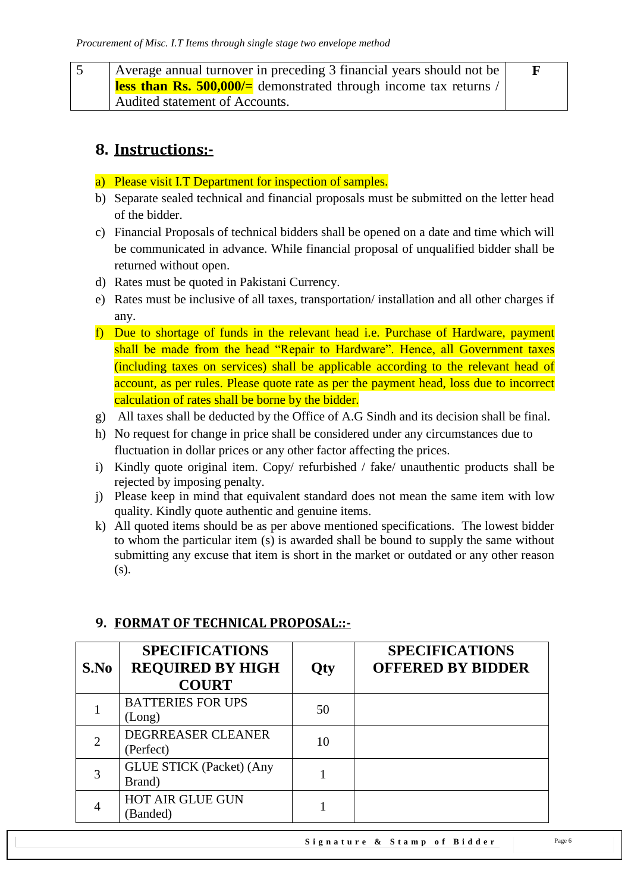| 5 | Average annual turnover in preceding 3 financial years should not be **less than Rs. 500,000/=** demonstrated through income tax returns / Audited statement of Accounts. | **F** |
|---|---|---|

## 8. Instructions:-

a) Please visit I.T Department for inspection of samples.
b) Separate sealed technical and financial proposals must be submitted on the letter head of the bidder.
c) Financial Proposals of technical bidders shall be opened on a date and time which will be communicated in advance. While financial proposal of unqualified bidder shall be returned without open.
d) Rates must be quoted in Pakistani Currency.
e) Rates must be inclusive of all taxes, transportation/ installation and all other charges if any.
f) Due to shortage of funds in the relevant head i.e. Purchase of Hardware, payment shall be made from the head "Repair to Hardware". Hence, all Government taxes (including taxes on services) shall be applicable according to the relevant head of account, as per rules. Please quote rate as per the payment head, loss due to incorrect calculation of rates shall be borne by the bidder.
g) All taxes shall be deducted by the Office of A.G Sindh and its decision shall be final.
h) No request for change in price shall be considered under any circumstances due to fluctuation in dollar prices or any other factor affecting the prices.
i) Kindly quote original item. Copy/ refurbished / fake/ unauthentic products shall be rejected by imposing penalty.
j) Please keep in mind that equivalent standard does not mean the same item with low quality. Kindly quote authentic and genuine items.
k) All quoted items should be as per above mentioned specifications. The lowest bidder to whom the particular item (s) is awarded shall be bound to supply the same without submitting any excuse that item is short in the market or outdated or any other reason (s).

## 9. FORMAT OF TECHNICAL PROPOSAL::-

| S.No | SPECIFICATIONS REQUIRED BY HIGH COURT | Qty | SPECIFICATIONS OFFERED BY BIDDER |
|---|---|---|---|
| 1 | BATTERIES FOR UPS (Long) | 50 | |
| 2 | DEGRREASER CLEANER (Perfect) | 10 | |
| 3 | GLUE STICK (Packet) (Any Brand) | 1 | |
| 4 | HOT AIR GLUE GUN (Banded) | 1 | |

Signature & Stamp of Bidder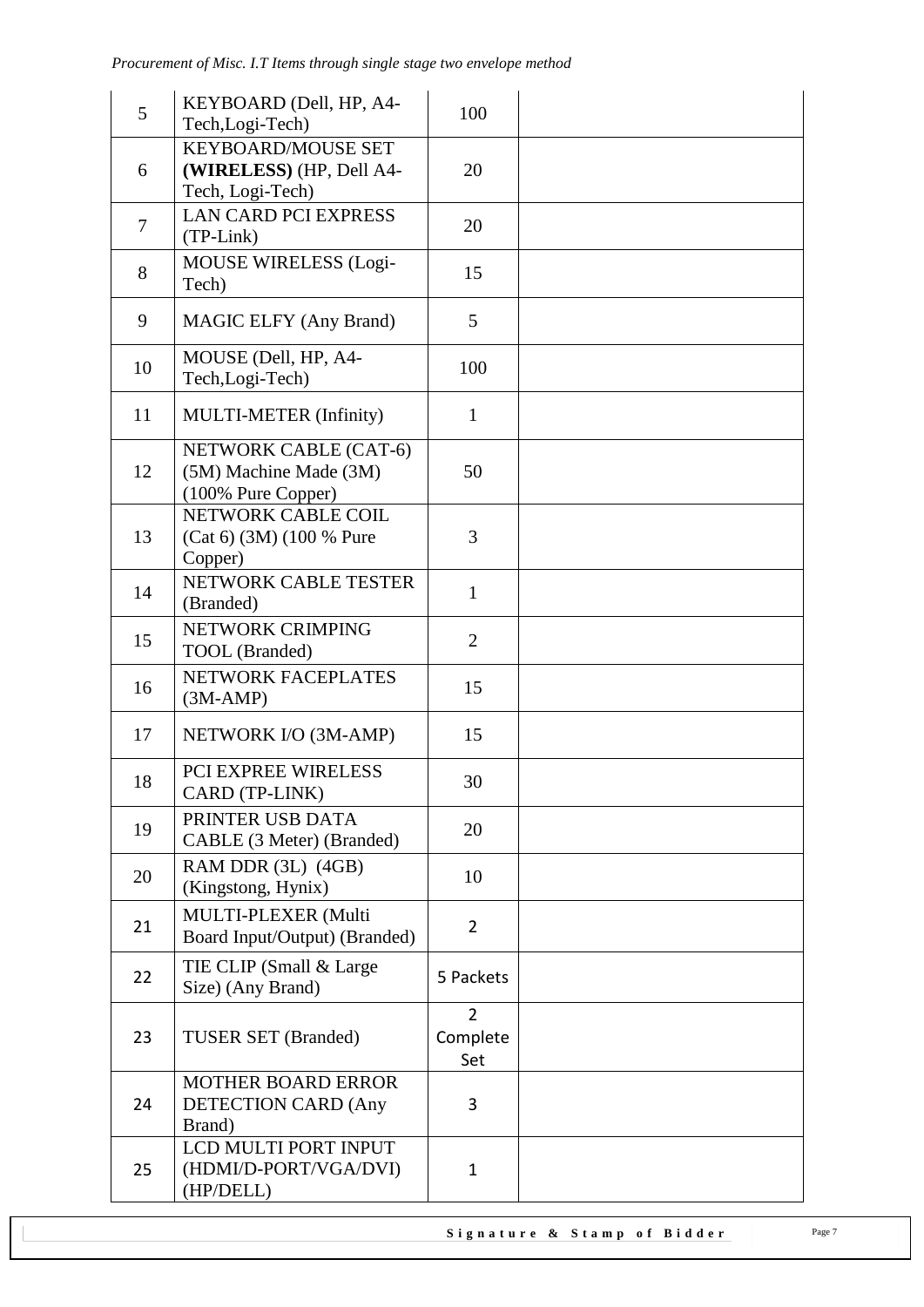| 5 | KEYBOARD (Dell, HP, A4-Tech,Logi-Tech) | 100 | |
|---|---|---|---|
| 6 | KEYBOARD/MOUSE SET **(WIRELESS)** (HP, Dell A4-Tech, Logi-Tech) | 20 | |
| 7 | LAN CARD PCI EXPRESS (TP-Link) | 20 | |
| 8 | MOUSE WIRELESS (Logi-Tech) | 15 | |
| 9 | MAGIC ELFY (Any Brand) | 5 | |
| 10 | MOUSE (Dell, HP, A4-Tech,Logi-Tech) | 100 | |
| 11 | MULTI-METER (Infinity) | 1 | |
| 12 | NETWORK CABLE (CAT-6) (5M) Machine Made (3M) (100% Pure Copper) | 50 | |
| 13 | NETWORK CABLE COIL (Cat 6) (3M) (100 % Pure Copper) | 3 | |
| 14 | NETWORK CABLE TESTER (Branded) | 1 | |
| 15 | NETWORK CRIMPING TOOL (Branded) | 2 | |
| 16 | NETWORK FACEPLATES (3M-AMP) | 15 | |
| 17 | NETWORK I/O (3M-AMP) | 15 | |
| 18 | PCI EXPREE WIRELESS CARD (TP-LINK) | 30 | |
| 19 | PRINTER USB DATA CABLE (3 Meter) (Branded) | 20 | |
| 20 | RAM DDR (3L) (4GB) (Kingstong, Hynix) | 10 | |
| 21 | MULTI-PLEXER (Multi Board Input/Output) (Branded) | 2 | |
| 22 | TIE CLIP (Small & Large Size) (Any Brand) | 5 Packets | |
| 23 | TUSER SET (Branded) | 2 Complete Set | |
| 24 | MOTHER BOARD ERROR DETECTION CARD (Any Brand) | 3 | |
| 25 | LCD MULTI PORT INPUT (HDMI/D-PORT/VGA/DVI) (HP/DELL) | 1 | |

**Signature & Stamp of Bidder**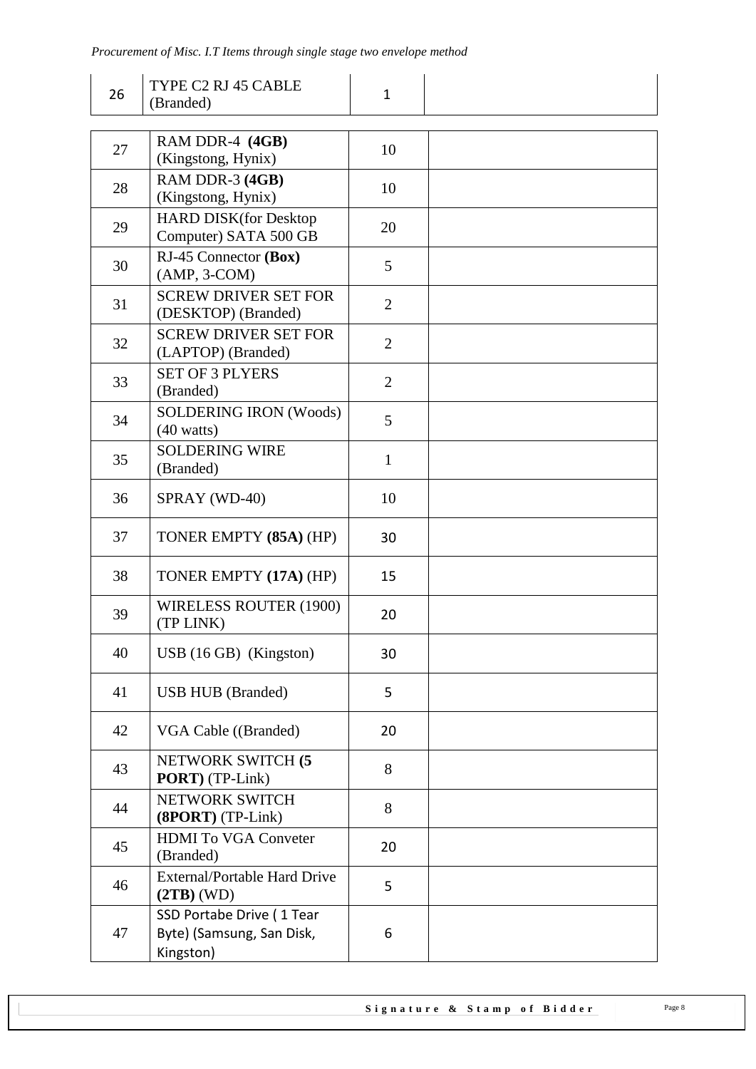| | | | |
|---|---|---|---|
| 26 | TYPE C2 RJ 45 CABLE (Branded) | 1 | |
| 27 | RAM DDR-4 **(4GB)** (Kingstong, Hynix) | 10 | |
| 28 | RAM DDR-3 **(4GB)** (Kingstong, Hynix) | 10 | |
| 29 | HARD DISK(for Desktop Computer) SATA 500 GB | 20 | |
| 30 | RJ-45 Connector **(Box)** (AMP, 3-COM) | 5 | |
| 31 | SCREW DRIVER SET FOR (DESKTOP) (Branded) | 2 | |
| 32 | SCREW DRIVER SET FOR (LAPTOP) (Branded) | 2 | |
| 33 | SET OF 3 PLYERS (Branded) | 2 | |
| 34 | SOLDERING IRON (Woods) (40 watts) | 5 | |
| 35 | SOLDERING WIRE (Branded) | 1 | |
| 36 | SPRAY (WD-40) | 10 | |
| 37 | TONER EMPTY **(85A)** (HP) | 30 | |
| 38 | TONER EMPTY **(17A)** (HP) | 15 | |
| 39 | WIRELESS ROUTER (1900) (TP LINK) | 20 | |
| 40 | USB (16 GB) (Kingston) | 30 | |
| 41 | USB HUB (Branded) | 5 | |
| 42 | VGA Cable ((Branded) | 20 | |
| 43 | NETWORK SWITCH **(5 PORT)** (TP-Link) | 8 | |
| 44 | NETWORK SWITCH **(8PORT)** (TP-Link) | 8 | |
| 45 | HDMI To VGA Conveter (Branded) | 20 | |
| 46 | External/Portable Hard Drive **(2TB)** (WD) | 5 | |
| 47 | SSD Portabe Drive ( 1 Tear Byte) (Samsung, San Disk, Kingston) | 6 | |

**Signature & Stamp of Bidder**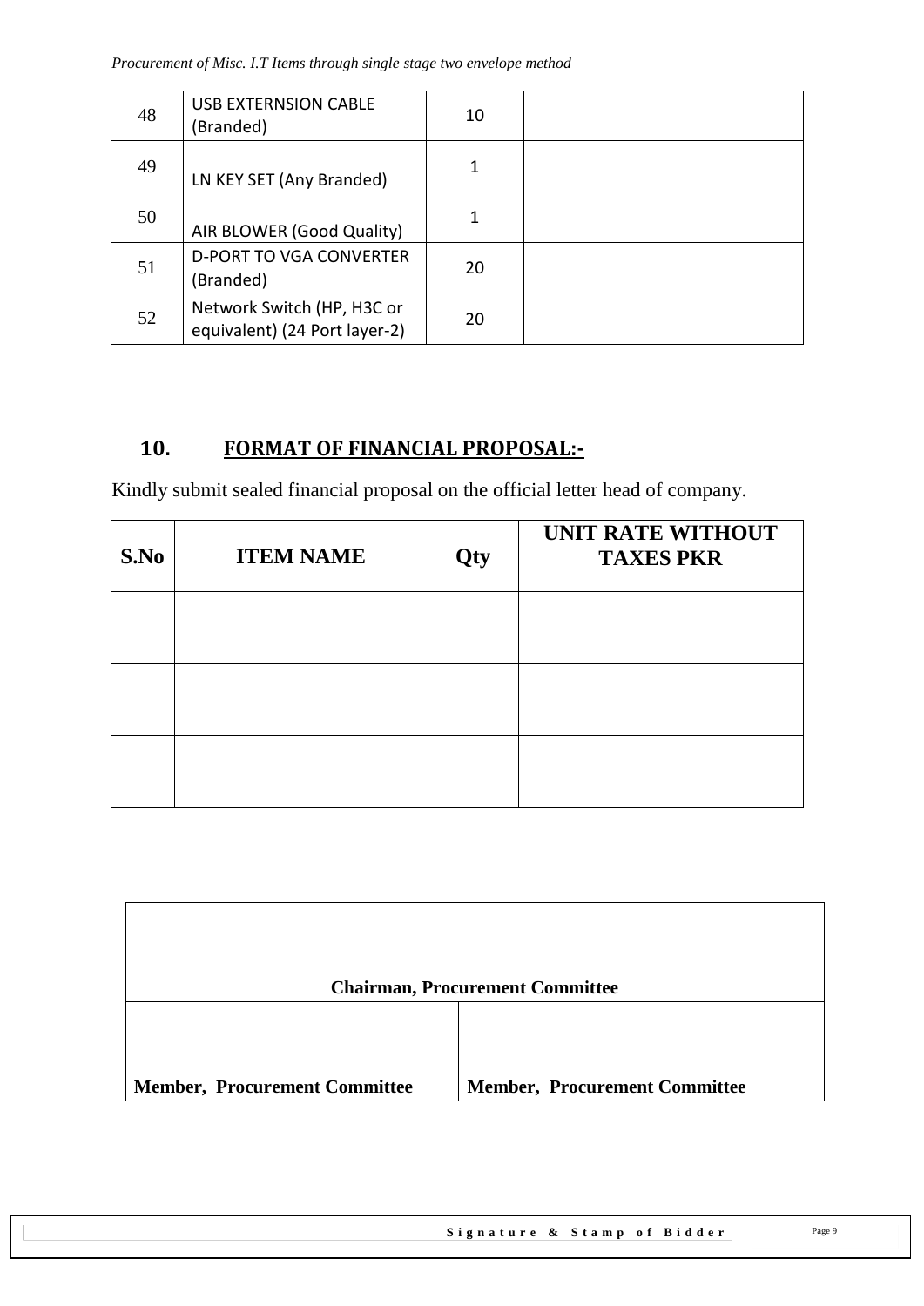| 48 | USB EXTERNSION CABLE (Branded) | 10 | |
|---|---|---|---|
| 49 | LN KEY SET (Any Branded) | 1 | |
| 50 | AIR BLOWER (Good Quality) | 1 | |
| 51 | D-PORT TO VGA CONVERTER (Branded) | 20 | |
| 52 | Network Switch (HP, H3C or equivalent) (24 Port layer-2) | 20 | |

## 10. FORMAT OF FINANCIAL PROPOSAL:-

Kindly submit sealed financial proposal on the official letter head of company.

| S.No | ITEM NAME | Qty | UNIT RATE WITHOUT TAXES PKR |
|---|---|---|---|
| | | | |
| | | | |
| | | | |

| Chairman, Procurement Committee | |
|---|---|
| **Member, Procurement Committee** | **Member, Procurement Committee** |

Signature & Stamp of Bidder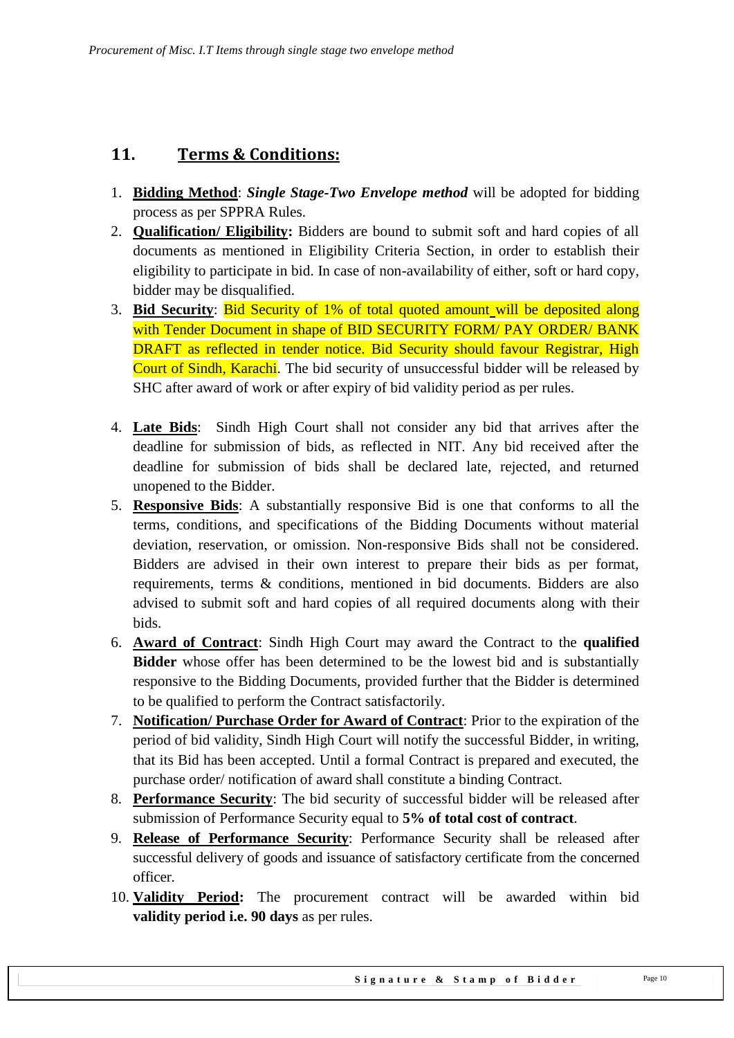## 11. **Terms & Conditions:**

1. **Bidding Method**: ***Single Stage-Two Envelope method*** will be adopted for bidding process as per SPPRA Rules.
2. **Qualification/ Eligibility:** Bidders are bound to submit soft and hard copies of all documents as mentioned in Eligibility Criteria Section, in order to establish their eligibility to participate in bid. In case of non-availability of either, soft or hard copy, bidder may be disqualified.
3. **Bid Security**: Bid Security of 1% of total quoted amount will be deposited along with Tender Document in shape of BID SECURITY FORM/ PAY ORDER/ BANK DRAFT as reflected in tender notice. Bid Security should favour Registrar, High Court of Sindh, Karachi. The bid security of unsuccessful bidder will be released by SHC after award of work or after expiry of bid validity period as per rules.
4. **Late Bids**: Sindh High Court shall not consider any bid that arrives after the deadline for submission of bids, as reflected in NIT. Any bid received after the deadline for submission of bids shall be declared late, rejected, and returned unopened to the Bidder.
5. **Responsive Bids**: A substantially responsive Bid is one that conforms to all the terms, conditions, and specifications of the Bidding Documents without material deviation, reservation, or omission. Non-responsive Bids shall not be considered. Bidders are advised in their own interest to prepare their bids as per format, requirements, terms & conditions, mentioned in bid documents. Bidders are also advised to submit soft and hard copies of all required documents along with their bids.
6. **Award of Contract**: Sindh High Court may award the Contract to the **qualified Bidder** whose offer has been determined to be the lowest bid and is substantially responsive to the Bidding Documents, provided further that the Bidder is determined to be qualified to perform the Contract satisfactorily.
7. **Notification/ Purchase Order for Award of Contract**: Prior to the expiration of the period of bid validity, Sindh High Court will notify the successful Bidder, in writing, that its Bid has been accepted. Until a formal Contract is prepared and executed, the purchase order/ notification of award shall constitute a binding Contract.
8. **Performance Security**: The bid security of successful bidder will be released after submission of Performance Security equal to **5% of total cost of contract**.
9. **Release of Performance Security**: Performance Security shall be released after successful delivery of goods and issuance of satisfactory certificate from the concerned officer.
10. **Validity Period:** The procurement contract will be awarded within bid **validity period i.e. 90 days** as per rules.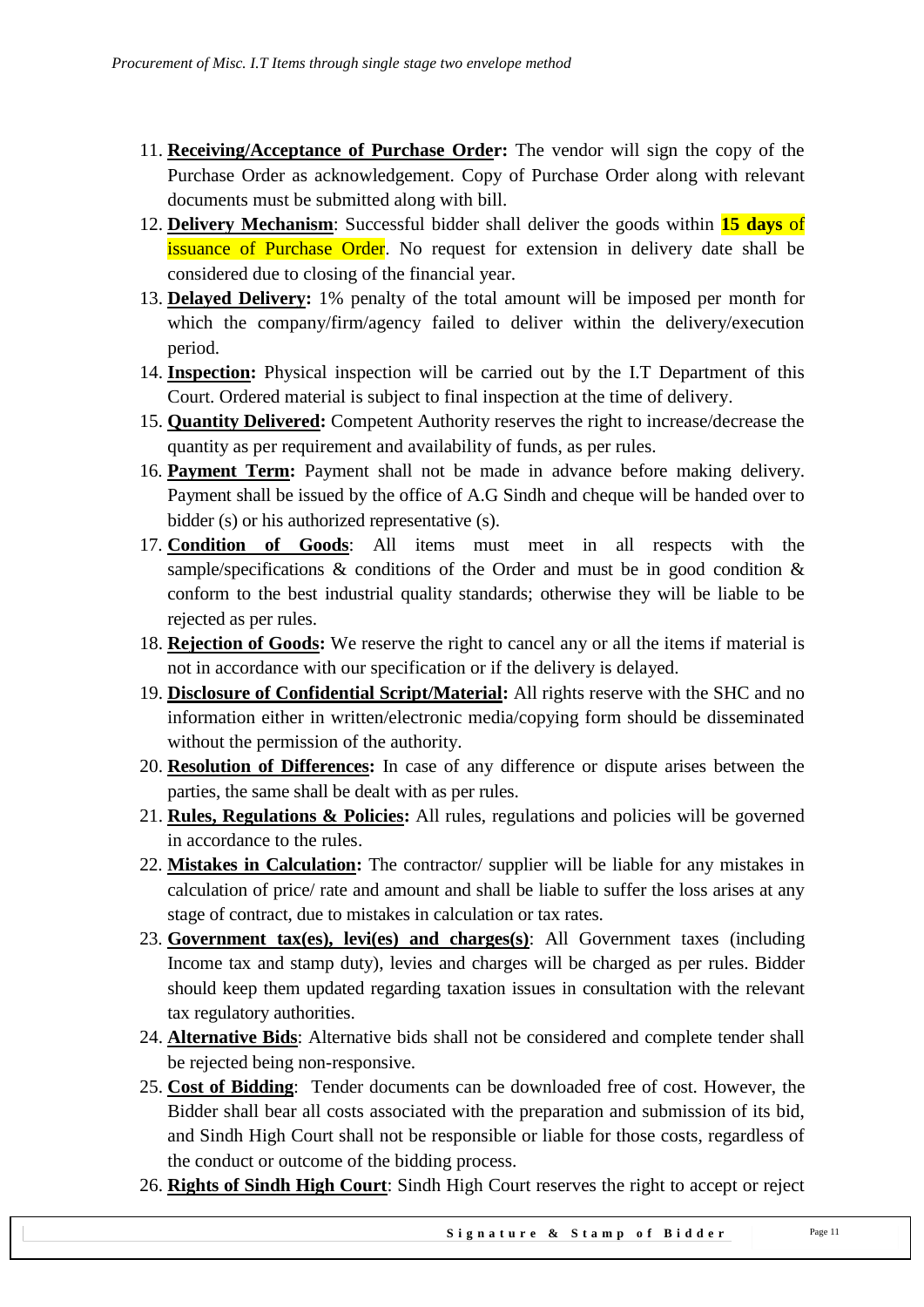11. **Receiving/Acceptance of Purchase Order:** The vendor will sign the copy of the Purchase Order as acknowledgement. Copy of Purchase Order along with relevant documents must be submitted along with bill.
12. **Delivery Mechanism**: Successful bidder shall deliver the goods within **15 days** of issuance of Purchase Order. No request for extension in delivery date shall be considered due to closing of the financial year.
13. **Delayed Delivery:** 1% penalty of the total amount will be imposed per month for which the company/firm/agency failed to deliver within the delivery/execution period.
14. **Inspection:** Physical inspection will be carried out by the I.T Department of this Court. Ordered material is subject to final inspection at the time of delivery.
15. **Quantity Delivered:** Competent Authority reserves the right to increase/decrease the quantity as per requirement and availability of funds, as per rules.
16. **Payment Term:** Payment shall not be made in advance before making delivery. Payment shall be issued by the office of A.G Sindh and cheque will be handed over to bidder (s) or his authorized representative (s).
17. **Condition of Goods**: All items must meet in all respects with the sample/specifications & conditions of the Order and must be in good condition & conform to the best industrial quality standards; otherwise they will be liable to be rejected as per rules.
18. **Rejection of Goods:** We reserve the right to cancel any or all the items if material is not in accordance with our specification or if the delivery is delayed.
19. **Disclosure of Confidential Script/Material:** All rights reserve with the SHC and no information either in written/electronic media/copying form should be disseminated without the permission of the authority.
20. **Resolution of Differences:** In case of any difference or dispute arises between the parties, the same shall be dealt with as per rules.
21. **Rules, Regulations & Policies:** All rules, regulations and policies will be governed in accordance to the rules.
22. **Mistakes in Calculation:** The contractor/ supplier will be liable for any mistakes in calculation of price/ rate and amount and shall be liable to suffer the loss arises at any stage of contract, due to mistakes in calculation or tax rates.
23. **Government tax(es), levi(es) and charges(s)**: All Government taxes (including Income tax and stamp duty), levies and charges will be charged as per rules. Bidder should keep them updated regarding taxation issues in consultation with the relevant tax regulatory authorities.
24. **Alternative Bids**: Alternative bids shall not be considered and complete tender shall be rejected being non-responsive.
25. **Cost of Bidding**: Tender documents can be downloaded free of cost. However, the Bidder shall bear all costs associated with the preparation and submission of its bid, and Sindh High Court shall not be responsible or liable for those costs, regardless of the conduct or outcome of the bidding process.
26. **Rights of Sindh High Court**: Sindh High Court reserves the right to accept or reject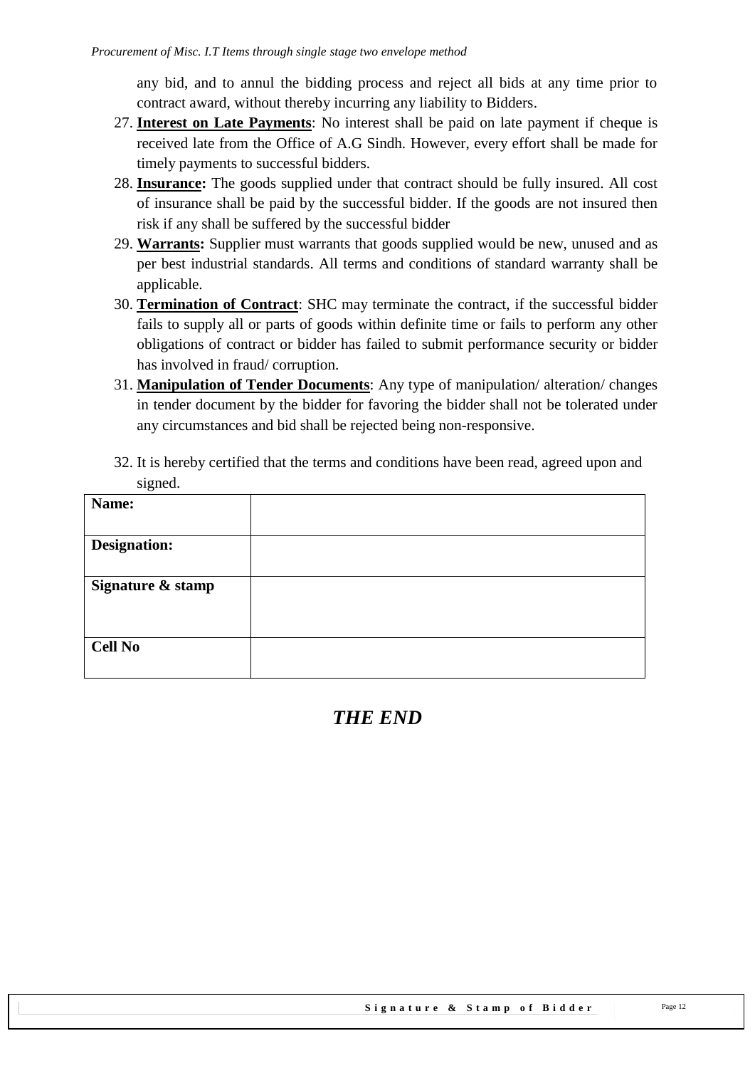any bid, and to annul the bidding process and reject all bids at any time prior to contract award, without thereby incurring any liability to Bidders.

27. **Interest on Late Payments**: No interest shall be paid on late payment if cheque is received late from the Office of A.G Sindh. However, every effort shall be made for timely payments to successful bidders.
28. **Insurance:** The goods supplied under that contract should be fully insured. All cost of insurance shall be paid by the successful bidder. If the goods are not insured then risk if any shall be suffered by the successful bidder
29. **Warrants:** Supplier must warrants that goods supplied would be new, unused and as per best industrial standards. All terms and conditions of standard warranty shall be applicable.
30. **Termination of Contract**: SHC may terminate the contract, if the successful bidder fails to supply all or parts of goods within definite time or fails to perform any other obligations of contract or bidder has failed to submit performance security or bidder has involved in fraud/ corruption.
31. **Manipulation of Tender Documents**: Any type of manipulation/ alteration/ changes in tender document by the bidder for favoring the bidder shall not be tolerated under any circumstances and bid shall be rejected being non-responsive.
32. It is hereby certified that the terms and conditions have been read, agreed upon and signed.

| | |
|---|---|
| **Name:** | |
| **Designation:** | |
| **Signature & stamp** | |
| **Cell No** | |

## *THE END*